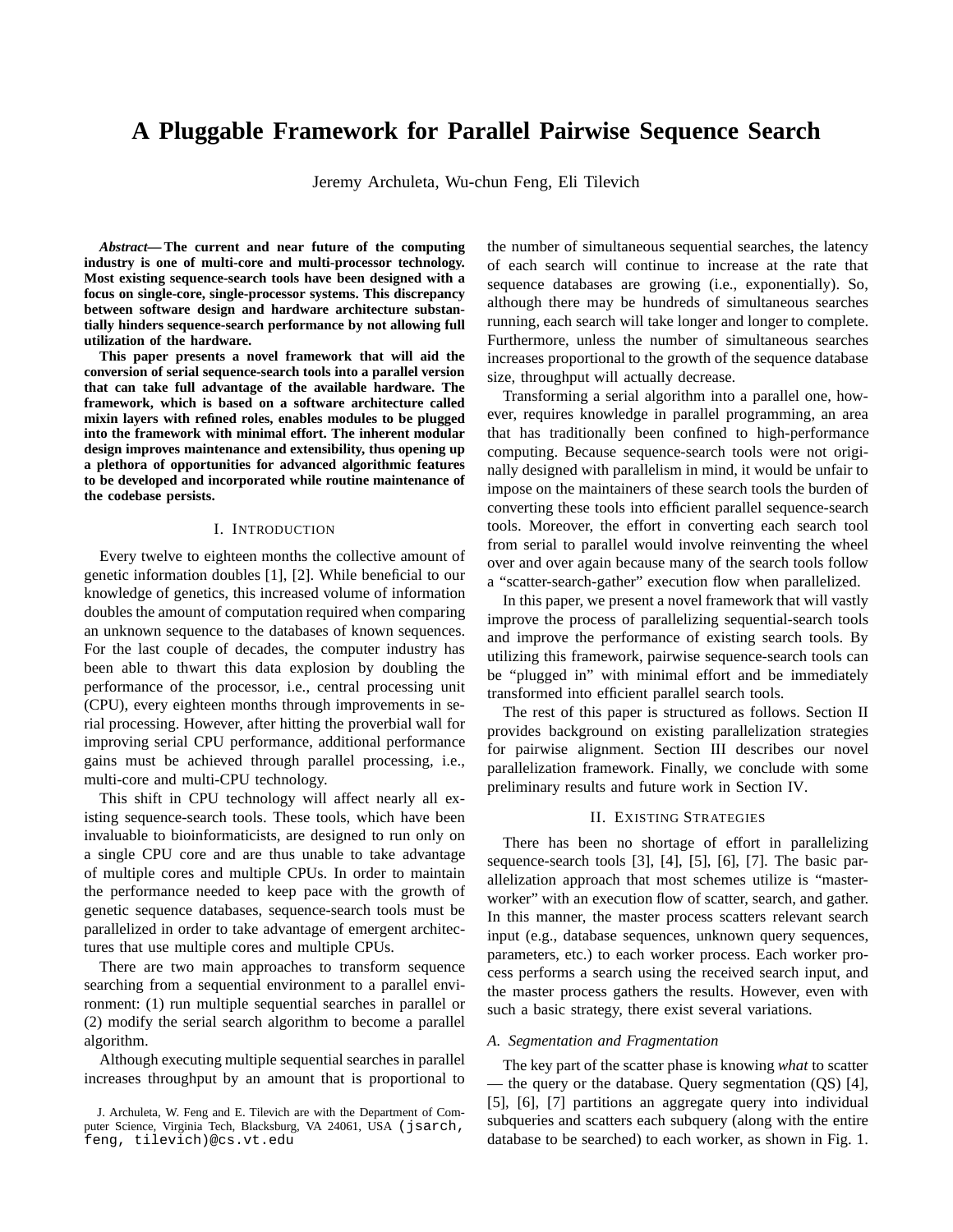# A Pluggable Framework for Parallel Pairwise Sequence Search

Jeremy Archuleta, Wu-chun Feng, Eli Tilevich

***Abstract*— The current and near future of the computing industry is one of multi-core and multi-processor technology. Most existing sequence-search tools have been designed with a focus on single-core, single-processor systems. This discrepancy between software design and hardware architecture substantially hinders sequence-search performance by not allowing full utilization of the hardware.**

**This paper presents a novel framework that will aid the conversion of serial sequence-search tools into a parallel version that can take full advantage of the available hardware. The framework, which is based on a software architecture called mixin layers with refined roles, enables modules to be plugged into the framework with minimal effort. The inherent modular design improves maintenance and extensibility, thus opening up a plethora of opportunities for advanced algorithmic features to be developed and incorporated while routine maintenance of the codebase persists.**

## I. Introduction

Every twelve to eighteen months the collective amount of genetic information doubles [1], [2]. While beneficial to our knowledge of genetics, this increased volume of information doubles the amount of computation required when comparing an unknown sequence to the databases of known sequences. For the last couple of decades, the computer industry has been able to thwart this data explosion by doubling the performance of the processor, i.e., central processing unit (CPU), every eighteen months through improvements in serial processing. However, after hitting the proverbial wall for improving serial CPU performance, additional performance gains must be achieved through parallel processing, i.e., multi-core and multi-CPU technology.

This shift in CPU technology will affect nearly all existing sequence-search tools. These tools, which have been invaluable to bioinformaticists, are designed to run only on a single CPU core and are thus unable to take advantage of multiple cores and multiple CPUs. In order to maintain the performance needed to keep pace with the growth of genetic sequence databases, sequence-search tools must be parallelized in order to take advantage of emergent architectures that use multiple cores and multiple CPUs.

There are two main approaches to transform sequence searching from a sequential environment to a parallel environment: (1) run multiple sequential searches in parallel or (2) modify the serial search algorithm to become a parallel algorithm.

Although executing multiple sequential searches in parallel increases throughput by an amount that is proportional to the number of simultaneous sequential searches, the latency of each search will continue to increase at the rate that sequence databases are growing (i.e., exponentially). So, although there may be hundreds of simultaneous searches running, each search will take longer and longer to complete. Furthermore, unless the number of simultaneous searches increases proportional to the growth of the sequence database size, throughput will actually decrease.

Transforming a serial algorithm into a parallel one, however, requires knowledge in parallel programming, an area that has traditionally been confined to high-performance computing. Because sequence-search tools were not originally designed with parallelism in mind, it would be unfair to impose on the maintainers of these search tools the burden of converting these tools into efficient parallel sequence-search tools. Moreover, the effort in converting each search tool from serial to parallel would involve reinventing the wheel over and over again because many of the search tools follow a "scatter-search-gather" execution flow when parallelized.

In this paper, we present a novel framework that will vastly improve the process of parallelizing sequential-search tools and improve the performance of existing search tools. By utilizing this framework, pairwise sequence-search tools can be "plugged in" with minimal effort and be immediately transformed into efficient parallel search tools.

The rest of this paper is structured as follows. Section II provides background on existing parallelization strategies for pairwise alignment. Section III describes our novel parallelization framework. Finally, we conclude with some preliminary results and future work in Section IV.

## II. Existing Strategies

There has been no shortage of effort in parallelizing sequence-search tools [3], [4], [5], [6], [7]. The basic parallelization approach that most schemes utilize is "master-worker" with an execution flow of scatter, search, and gather. In this manner, the master process scatters relevant search input (e.g., database sequences, unknown query sequences, parameters, etc.) to each worker process. Each worker process performs a search using the received search input, and the master process gathers the results. However, even with such a basic strategy, there exist several variations.

### A. Segmentation and Fragmentation

The key part of the scatter phase is knowing *what* to scatter — the query or the database. Query segmentation (QS) [4], [5], [6], [7] partitions an aggregate query into individual subqueries and scatters each subquery (along with the entire database to be searched) to each worker, as shown in Fig. 1.

J. Archuleta, W. Feng and E. Tilevich are with the Department of Computer Science, Virginia Tech, Blacksburg, VA 24061, USA (jsarch, feng, tilevich)@cs.vt.edu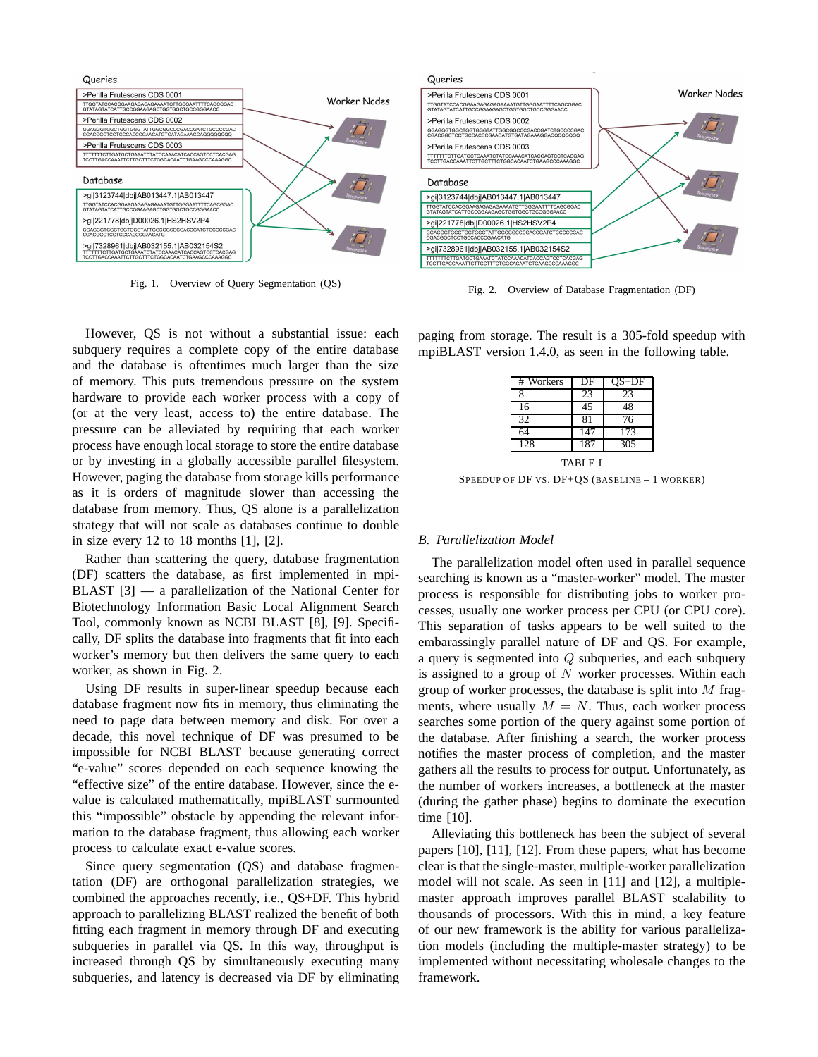Queries

>Perilla Frutescens CDS 0001

TTGGTATCCACGGAAGAGAGAGAAAATGTTGGGAATTTTCAGCGGAC GTATAGTATCATTGCCGGAAGAGCTGGTGGCTGCCGGGAACC

>Perilla Frutescens CDS 0002

GGAGGGTGGCTGGTGGGTATTGGCGGCCCGACCGATCTGCCCCGAC CGACGGCTCCTGCCACCCGAACATGTGATAGAAAGGAGQQQQQQQ

>Perilla Frutescens CDS 0003

TTTTTTCTTGATGCTGAAATCTATCCAAACATCACCAGTCCTCACGAG TCCTTGACCAAATTCTTGCTTTCTGGCACAATCTGAAGCCCAAAGGC

Worker Nodes

Database

>gi|3123744|dbj|AB013447.1|AB013447

TTGGTATCCACGGAAGAGAGAGAAAATGTTGGGAATTTTCAGCGGAC GTATAGTATCATTGCCGGAAGAGCTGGTGGCTGCCGGGAACC

>gi|221778|dbj|D00026.1|HS2HSV2P4

GGAGGGTGGCTGGTGGGTATTGGCGGCCCGACCGATCTGCCCCGAC CGACGGCTCCTGCCACCCGAACATG

>gi|7328961|dbj|AB032155.1|AB032154S2

TTTTTTCTTGATGCTGAAATCTATCCAAACATCACCAGTCCTCACGAG TCCTTGACCAAATTCTTGCTTTCTGGCACAATCTGAAGCCCAAAGGC

Fig. 1. Overview of Query Segmentation (QS)

Queries

>Perilla Frutescens CDS 0001

TTGGTATCCACGGAAGAGAGAGAAAATGTTGGGAATTTTCAGCGGAC GTATAGTATCATTGCCGGAAGAGCTGGTGGCTGCCGGGAACC

>Perilla Frutescens CDS 0002

GGAGGGTGGCTGGTGGGTATTGGCGGCCCGACCGATCTGCCCCGAC CGACGGCTCCTGCCACCCGAACATGTGATAGAAAGGAGQQQQQQQ

>Perilla Frutescens CDS 0003

TTTTTTCTTGATGCTGAAATCTATCCAAACATCACCAGTCCTCACGAG TCCTTGACCAAATTCTTGCTTTCTGGCACAATCTGAAGCCCAAAGGC

Worker Nodes

Database

>gi|3123744|dbj|AB013447.1|AB013447

TTGGTATCCACGGAAGAGAGAGAAAATGTTGGGAATTTTCAGCGGAC GTATAGTATCATTGCCGGAAGAGCTGGTGGCTGCCGGGAACC

>gi|221778|dbj|D00026.1|HS2HSV2P4

GGAGGGTGGCTGGTGGGTATTGGCGGCCCGACCGATCTGCCCCGAC CGACGGCTCCTGCCACCCGAACATG

>gi|7328961|dbj|AB032155.1|AB032154S2

TTTTTTCTTGATGCTGAAATCTATCCAAACATCACCAGTCCTCACGAG TCCTTGACCAAATTCTTGCTTTCTGGCACAATCTGAAGCCCAAAGGC

Fig. 2. Overview of Database Fragmentation (DF)

However, QS is not without a substantial issue: each subquery requires a complete copy of the entire database and the database is oftentimes much larger than the size of memory. This puts tremendous pressure on the system hardware to provide each worker process with a copy of (or at the very least, access to) the entire database. The pressure can be alleviated by requiring that each worker process have enough local storage to store the entire database or by investing in a globally accessible parallel filesystem. However, paging the database from storage kills performance as it is orders of magnitude slower than accessing the database from memory. Thus, QS alone is a parallelization strategy that will not scale as databases continue to double in size every 12 to 18 months [1], [2].

Rather than scattering the query, database fragmentation (DF) scatters the database, as first implemented in mpiBLAST [3] — a parallelization of the National Center for Biotechnology Information Basic Local Alignment Search Tool, commonly known as NCBI BLAST [8], [9]. Specifically, DF splits the database into fragments that fit into each worker's memory but then delivers the same query to each worker, as shown in Fig. 2.

Using DF results in super-linear speedup because each database fragment now fits in memory, thus eliminating the need to page data between memory and disk. For over a decade, this novel technique of DF was presumed to be impossible for NCBI BLAST because generating correct "e-value" scores depended on each sequence knowing the "effective size" of the entire database. However, since the e-value is calculated mathematically, mpiBLAST surmounted this "impossible" obstacle by appending the relevant information to the database fragment, thus allowing each worker process to calculate exact e-value scores.

Since query segmentation (QS) and database fragmentation (DF) are orthogonal parallelization strategies, we combined the approaches recently, i.e., QS+DF. This hybrid approach to parallelizing BLAST realized the benefit of both fitting each fragment in memory through DF and executing subqueries in parallel via QS. In this way, throughput is increased through QS by simultaneously executing many subqueries, and latency is decreased via DF by eliminating paging from storage. The result is a 305-fold speedup with mpiBLAST version 1.4.0, as seen in the following table.

| # Workers | DF | QS+DF |
|---|---|---|
| 8 | 23 | 23 |
| 16 | 45 | 48 |
| 32 | 81 | 76 |
| 64 | 147 | 173 |
| 128 | 187 | 305 |

TABLE I

SPEEDUP OF DF VS. DF+QS (BASELINE = 1 WORKER)

### B. *Parallelization Model*

The parallelization model often used in parallel sequence searching is known as a "master-worker" model. The master process is responsible for distributing jobs to worker processes, usually one worker process per CPU (or CPU core). This separation of tasks appears to be well suited to the embarassingly parallel nature of DF and QS. For example, a query is segmented into $Q$ subqueries, and each subquery is assigned to a group of $N$ worker processes. Within each group of worker processes, the database is split into $M$ fragments, where usually $M = N$. Thus, each worker process searches some portion of the query against some portion of the database. After finishing a search, the worker process notifies the master process of completion, and the master gathers all the results to process for output. Unfortunately, as the number of workers increases, a bottleneck at the master (during the gather phase) begins to dominate the execution time [10].

Alleviating this bottleneck has been the subject of several papers [10], [11], [12]. From these papers, what has become clear is that the single-master, multiple-worker parallelization model will not scale. As seen in [11] and [12], a multiple-master approach improves parallel BLAST scalability to thousands of processors. With this in mind, a key feature of our new framework is the ability for various parallelization models (including the multiple-master strategy) to be implemented without necessitating wholesale changes to the framework.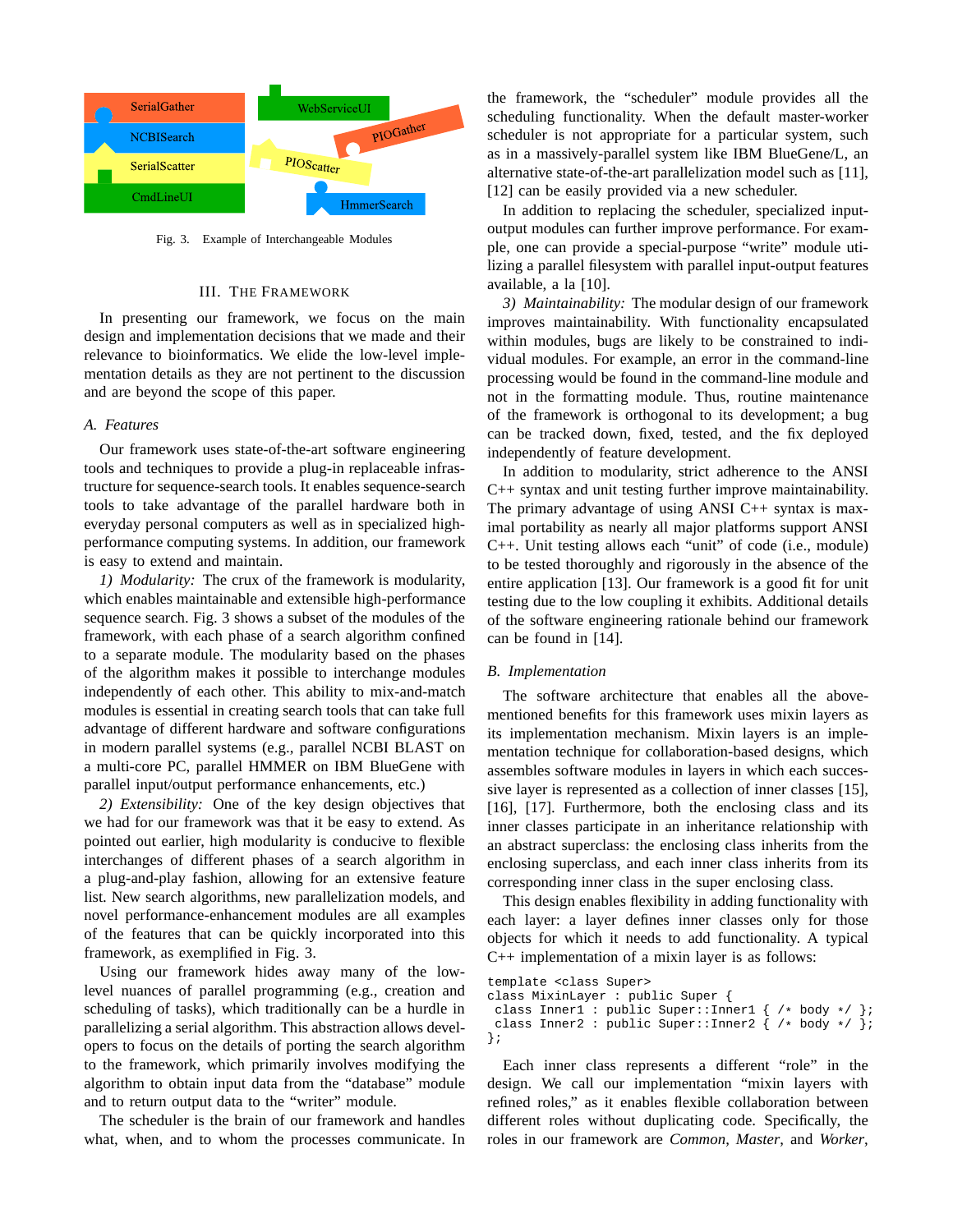Fig. 3. Example of Interchangeable Modules

## III. The Framework

In presenting our framework, we focus on the main design and implementation decisions that we made and their relevance to bioinformatics. We elide the low-level implementation details as they are not pertinent to the discussion and are beyond the scope of this paper.

### A. Features

Our framework uses state-of-the-art software engineering tools and techniques to provide a plug-in replaceable infrastructure for sequence-search tools. It enables sequence-search tools to take advantage of the parallel hardware both in everyday personal computers as well as in specialized high-performance computing systems. In addition, our framework is easy to extend and maintain.

*1) Modularity:* The crux of the framework is modularity, which enables maintainable and extensible high-performance sequence search. Fig. 3 shows a subset of the modules of the framework, with each phase of a search algorithm confined to a separate module. The modularity based on the phases of the algorithm makes it possible to interchange modules independently of each other. This ability to mix-and-match modules is essential in creating search tools that can take full advantage of different hardware and software configurations in modern parallel systems (e.g., parallel NCBI BLAST on a multi-core PC, parallel HMMER on IBM BlueGene with parallel input/output performance enhancements, etc.)

*2) Extensibility:* One of the key design objectives that we had for our framework was that it be easy to extend. As pointed out earlier, high modularity is conducive to flexible interchanges of different phases of a search algorithm in a plug-and-play fashion, allowing for an extensive feature list. New search algorithms, new parallelization models, and novel performance-enhancement modules are all examples of the features that can be quickly incorporated into this framework, as exemplified in Fig. 3.

Using our framework hides away many of the low-level nuances of parallel programming (e.g., creation and scheduling of tasks), which traditionally can be a hurdle in parallelizing a serial algorithm. This abstraction allows developers to focus on the details of porting the search algorithm to the framework, which primarily involves modifying the algorithm to obtain input data from the "database" module and to return output data to the "writer" module.

The scheduler is the brain of our framework and handles what, when, and to whom the processes communicate. In the framework, the "scheduler" module provides all the scheduling functionality. When the default master-worker scheduler is not appropriate for a particular system, such as in a massively-parallel system like IBM BlueGene/L, an alternative state-of-the-art parallelization model such as [11], [12] can be easily provided via a new scheduler.

In addition to replacing the scheduler, specialized input-output modules can further improve performance. For example, one can provide a special-purpose "write" module utilizing a parallel filesystem with parallel input-output features available, a la [10].

*3) Maintainability:* The modular design of our framework improves maintainability. With functionality encapsulated within modules, bugs are likely to be constrained to individual modules. For example, an error in the command-line processing would be found in the command-line module and not in the formatting module. Thus, routine maintenance of the framework is orthogonal to its development; a bug can be tracked down, fixed, tested, and the fix deployed independently of feature development.

In addition to modularity, strict adherence to the ANSI C++ syntax and unit testing further improve maintainability. The primary advantage of using ANSI C++ syntax is maximal portability as nearly all major platforms support ANSI C++. Unit testing allows each "unit" of code (i.e., module) to be tested thoroughly and rigorously in the absence of the entire application [13]. Our framework is a good fit for unit testing due to the low coupling it exhibits. Additional details of the software engineering rationale behind our framework can be found in [14].

### B. Implementation

The software architecture that enables all the above-mentioned benefits for this framework uses mixin layers as its implementation mechanism. Mixin layers is an implementation technique for collaboration-based designs, which assembles software modules in layers in which each successive layer is represented as a collection of inner classes [15], [16], [17]. Furthermore, both the enclosing class and its inner classes participate in an inheritance relationship with an abstract superclass: the enclosing class inherits from the enclosing superclass, and each inner class inherits from its corresponding inner class in the super enclosing class.

This design enables flexibility in adding functionality with each layer: a layer defines inner classes only for those objects for which it needs to add functionality. A typical C++ implementation of a mixin layer is as follows:

```
template <class Super>
class MixinLayer : public Super {
 class Inner1 : public Super::Inner1 { /* body */ };
 class Inner2 : public Super::Inner2 { /* body */ };
};
```

Each inner class represents a different "role" in the design. We call our implementation "mixin layers with refined roles," as it enables flexible collaboration between different roles without duplicating code. Specifically, the roles in our framework are *Common*, *Master*, and *Worker*,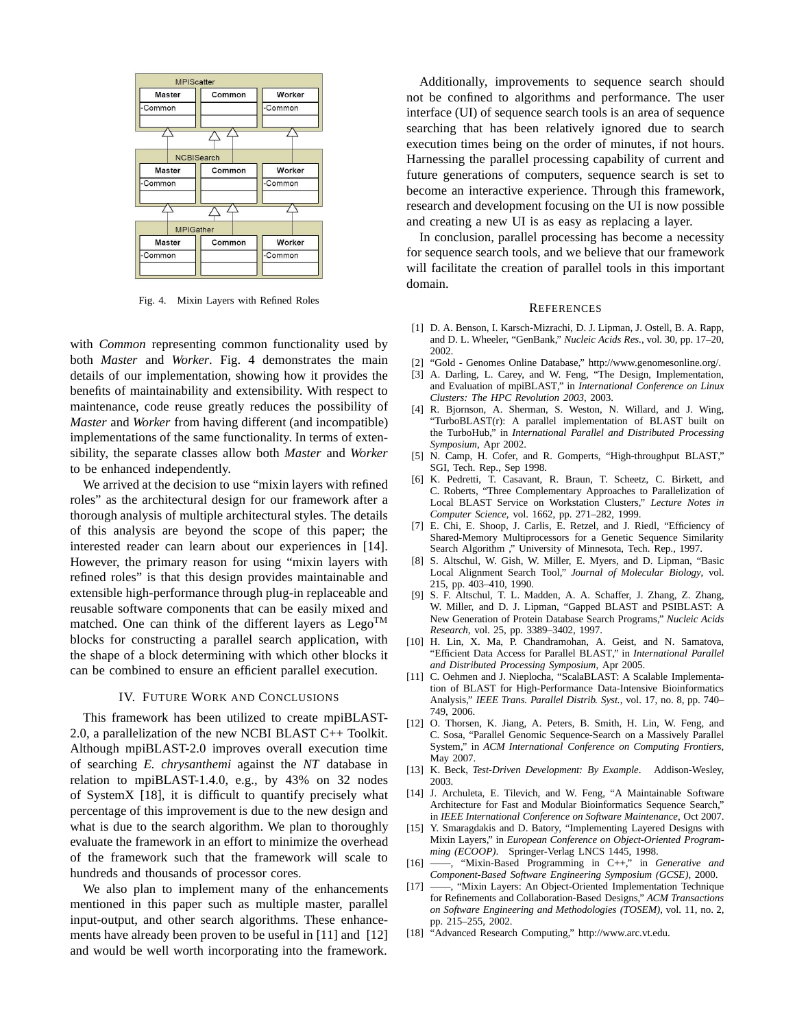MPIScatter

Master | Common | Worker
-Common | | -Common

NCBISearch

Master | Common | Worker
-Common | | -Common

MPIGather

Master | Common | Worker
-Common | | -Common

Fig. 4. Mixin Layers with Refined Roles

with *Common* representing common functionality used by both *Master* and *Worker*. Fig. 4 demonstrates the main details of our implementation, showing how it provides the benefits of maintainability and extensibility. With respect to maintenance, code reuse greatly reduces the possibility of *Master* and *Worker* from having different (and incompatible) implementations of the same functionality. In terms of extensibility, the separate classes allow both *Master* and *Worker* to be enhanced independently.

We arrived at the decision to use "mixin layers with refined roles" as the architectural design for our framework after a thorough analysis of multiple architectural styles. The details of this analysis are beyond the scope of this paper; the interested reader can learn about our experiences in [14]. However, the primary reason for using "mixin layers with refined roles" is that this design provides maintainable and extensible high-performance through plug-in replaceable and reusable software components that can be easily mixed and matched. One can think of the different layers as Lego™ blocks for constructing a parallel search application, with the shape of a block determining with which other blocks it can be combined to ensure an efficient parallel execution.

## IV. Future Work and Conclusions

This framework has been utilized to create mpiBLAST-2.0, a parallelization of the new NCBI BLAST C++ Toolkit. Although mpiBLAST-2.0 improves overall execution time of searching *E. chrysanthemi* against the *NT* database in relation to mpiBLAST-1.4.0, e.g., by 43% on 32 nodes of SystemX [18], it is difficult to quantify precisely what percentage of this improvement is due to the new design and what is due to the search algorithm. We plan to thoroughly evaluate the framework in an effort to minimize the overhead of the framework such that the framework will scale to hundreds and thousands of processor cores.

We also plan to implement many of the enhancements mentioned in this paper such as multiple master, parallel input-output, and other search algorithms. These enhancements have already been proven to be useful in [11] and [12] and would be well worth incorporating into the framework.

Additionally, improvements to sequence search should not be confined to algorithms and performance. The user interface (UI) of sequence search tools is an area of sequence searching that has been relatively ignored due to search execution times being on the order of minutes, if not hours. Harnessing the parallel processing capability of current and future generations of computers, sequence search is set to become an interactive experience. Through this framework, research and development focusing on the UI is now possible and creating a new UI is as easy as replacing a layer.

In conclusion, parallel processing has become a necessity for sequence search tools, and we believe that our framework will facilitate the creation of parallel tools in this important domain.

## References

[1] D. A. Benson, I. Karsch-Mizrachi, D. J. Lipman, J. Ostell, B. A. Rapp, and D. L. Wheeler, "GenBank," *Nucleic Acids Res.*, vol. 30, pp. 17–20, 2002.

[2] "Gold - Genomes Online Database," http://www.genomesonline.org/.

[3] A. Darling, L. Carey, and W. Feng, "The Design, Implementation, and Evaluation of mpiBLAST," in *International Conference on Linux Clusters: The HPC Revolution 2003*, 2003.

[4] R. Bjornson, A. Sherman, S. Weston, N. Willard, and J. Wing, "TurboBLAST(r): A parallel implementation of BLAST built on the TurboHub," in *International Parallel and Distributed Processing Symposium*, Apr 2002.

[5] N. Camp, H. Cofer, and R. Gomperts, "High-throughput BLAST," SGI, Tech. Rep., Sep 1998.

[6] K. Pedretti, T. Casavant, R. Braun, T. Scheetz, C. Birkett, and C. Roberts, "Three Complementary Approaches to Parallelization of Local BLAST Service on Workstation Clusters," *Lecture Notes in Computer Science*, vol. 1662, pp. 271–282, 1999.

[7] E. Chi, E. Shoop, J. Carlis, E. Retzel, and J. Riedl, "Efficiency of Shared-Memory Multiprocessors for a Genetic Sequence Similarity Search Algorithm ," University of Minnesota, Tech. Rep., 1997.

[8] S. Altschul, W. Gish, W. Miller, E. Myers, and D. Lipman, "Basic Local Alignment Search Tool," *Journal of Molecular Biology*, vol. 215, pp. 403–410, 1990.

[9] S. F. Altschul, T. L. Madden, A. A. Schaffer, J. Zhang, Z. Zhang, W. Miller, and D. J. Lipman, "Gapped BLAST and PSIBLAST: A New Generation of Protein Database Search Programs," *Nucleic Acids Research*, vol. 25, pp. 3389–3402, 1997.

[10] H. Lin, X. Ma, P. Chandramohan, A. Geist, and N. Samatova, "Efficient Data Access for Parallel BLAST," in *International Parallel and Distributed Processing Symposium*, Apr 2005.

[11] C. Oehmen and J. Nieplocha, "ScalaBLAST: A Scalable Implementation of BLAST for High-Performance Data-Intensive Bioinformatics Analysis," *IEEE Trans. Parallel Distrib. Syst.*, vol. 17, no. 8, pp. 740–749, 2006.

[12] O. Thorsen, K. Jiang, A. Peters, B. Smith, H. Lin, W. Feng, and C. Sosa, "Parallel Genomic Sequence-Search on a Massively Parallel System," in *ACM International Conference on Computing Frontiers*, May 2007.

[13] K. Beck, *Test-Driven Development: By Example*. Addison-Wesley, 2003.

[14] J. Archuleta, E. Tilevich, and W. Feng, "A Maintainable Software Architecture for Fast and Modular Bioinformatics Sequence Search," in *IEEE International Conference on Software Maintenance*, Oct 2007.

[15] Y. Smaragdakis and D. Batory, "Implementing Layered Designs with Mixin Layers," in *European Conference on Object-Oriented Programming (ECOOP)*. Springer-Verlag LNCS 1445, 1998.

[16] ——, "Mixin-Based Programming in C++," in *Generative and Component-Based Software Engineering Symposium (GCSE)*, 2000.

[17] ——, "Mixin Layers: An Object-Oriented Implementation Technique for Refinements and Collaboration-Based Designs," *ACM Transactions on Software Engineering and Methodologies (TOSEM)*, vol. 11, no. 2, pp. 215–255, 2002.

[18] "Advanced Research Computing," http://www.arc.vt.edu.